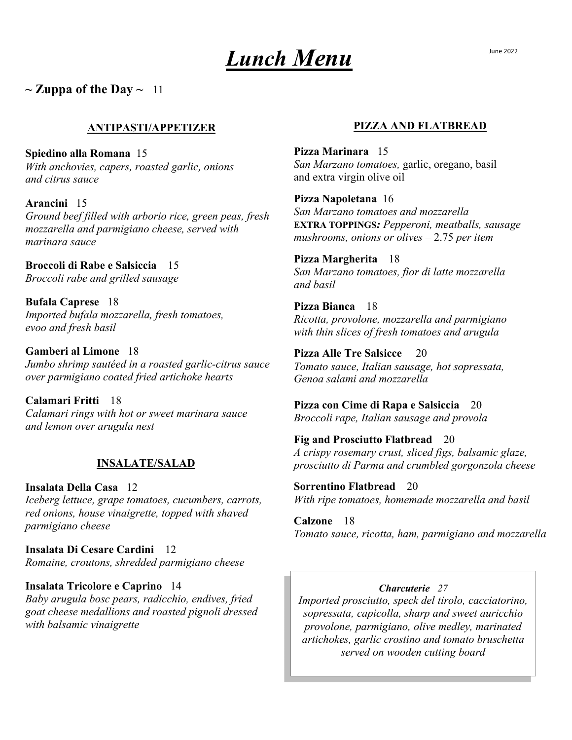# *Lunch Menu*

June 2022

**~ Zuppa of the Day ~** 11

## ANTIPASTI/APPETIZER

**Spiedino alla Romana** 15
*With anchovies, capers, roasted garlic, onions and citrus sauce*

**Arancini** 15
*Ground beef filled with arborio rice, green peas, fresh mozzarella and parmigiano cheese, served with marinara sauce*

**Broccoli di Rabe e Salsiccia** 15
*Broccoli rabe and grilled sausage*

**Bufala Caprese** 18
*Imported bufala mozzarella, fresh tomatoes, evoo and fresh basil*

**Gamberi al Limone** 18
*Jumbo shrimp sautéed in a roasted garlic-citrus sauce over parmigiano coated fried artichoke hearts*

**Calamari Fritti** 18
*Calamari rings with hot or sweet marinara sauce and lemon over arugula nest*

## INSALATE/SALAD

**Insalata Della Casa** 12
*Iceberg lettuce, grape tomatoes, cucumbers, carrots, red onions, house vinaigrette, topped with shaved parmigiano cheese*

**Insalata Di Cesare Cardini** 12
*Romaine, croutons, shredded parmigiano cheese*

**Insalata Tricolore e Caprino** 14
*Baby arugula bosc pears, radicchio, endives, fried goat cheese medallions and roasted pignoli dressed with balsamic vinaigrette*

## PIZZA AND FLATBREAD

**Pizza Marinara** 15
*San Marzano tomatoes,* garlic, oregano, basil and extra virgin olive oil

**Pizza Napoletana** 16
*San Marzano tomatoes and mozzarella*
**EXTRA TOPPINGS***: Pepperoni, meatballs, sausage mushrooms, onions or olives –* 2.75 *per item*

**Pizza Margherita** 18
*San Marzano tomatoes, fior di latte mozzarella and basil*

**Pizza Bianca** 18
*Ricotta, provolone, mozzarella and parmigiano with thin slices of fresh tomatoes and arugula*

**Pizza Alle Tre Salsicce** 20
*Tomato sauce, Italian sausage, hot sopressata, Genoa salami and mozzarella*

**Pizza con Cime di Rapa e Salsiccia** 20
*Broccoli rape, Italian sausage and provola*

**Fig and Prosciutto Flatbread** 20
*A crispy rosemary crust, sliced figs, balsamic glaze, prosciutto di Parma and crumbled gorgonzola cheese*

**Sorrentino Flatbread** 20
*With ripe tomatoes, homemade mozzarella and basil*

**Calzone** 18
*Tomato sauce, ricotta, ham, parmigiano and mozzarella*

***Charcuterie*** *27*
*Imported prosciutto, speck del tirolo, cacciatorino, sopressata, capicolla, sharp and sweet auricchio provolone, parmigiano, olive medley, marinated artichokes, garlic crostino and tomato bruschetta served on wooden cutting board*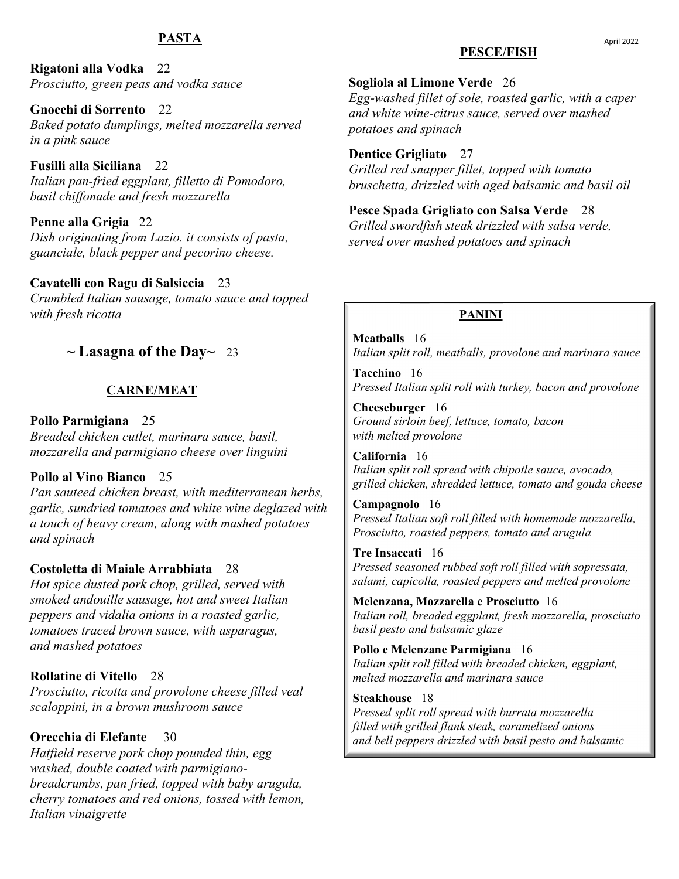## PASTA

**Rigatoni alla Vodka** 22
*Prosciutto, green peas and vodka sauce*

**Gnocchi di Sorrento** 22
*Baked potato dumplings, melted mozzarella served in a pink sauce*

**Fusilli alla Siciliana** 22
*Italian pan-fried eggplant, filletto di Pomodoro, basil chiffonade and fresh mozzarella*

**Penne alla Grigia** 22
*Dish originating from Lazio. it consists of pasta, guanciale, black pepper and pecorino cheese.*

**Cavatelli con Ragu di Salsiccia** 23
*Crumbled Italian sausage, tomato sauce and topped with fresh ricotta*

**~ Lasagna of the Day~** 23

## CARNE/MEAT

**Pollo Parmigiana** 25
*Breaded chicken cutlet, marinara sauce, basil, mozzarella and parmigiano cheese over linguini*

**Pollo al Vino Bianco** 25
*Pan sauteed chicken breast, with mediterranean herbs, garlic, sundried tomatoes and white wine deglazed with a touch of heavy cream, along with mashed potatoes and spinach*

**Costoletta di Maiale Arrabbiata** 28
*Hot spice dusted pork chop, grilled, served with smoked andouille sausage, hot and sweet Italian peppers and vidalia onions in a roasted garlic, tomatoes traced brown sauce, with asparagus, and mashed potatoes*

**Rollatine di Vitello** 28
*Prosciutto, ricotta and provolone cheese filled veal scaloppini, in a brown mushroom sauce*

**Orecchia di Elefante** 30
*Hatfield reserve pork chop pounded thin, egg washed, double coated with parmigiano-breadcrumbs, pan fried, topped with baby arugula, cherry tomatoes and red onions, tossed with lemon, Italian vinaigrette*

April 2022

## PESCE/FISH

**Sogliola al Limone Verde** 26
*Egg-washed fillet of sole, roasted garlic, with a caper and white wine-citrus sauce, served over mashed potatoes and spinach*

**Dentice Grigliato** 27
*Grilled red snapper fillet, topped with tomato bruschetta, drizzled with aged balsamic and basil oil*

**Pesce Spada Grigliato con Salsa Verde** 28
*Grilled swordfish steak drizzled with salsa verde, served over mashed potatoes and spinach*

## PANINI

**Meatballs** 16
*Italian split roll, meatballs, provolone and marinara sauce*

**Tacchino** 16
*Pressed Italian split roll with turkey, bacon and provolone*

**Cheeseburger** 16
*Ground sirloin beef, lettuce, tomato, bacon with melted provolone*

**California** 16
*Italian split roll spread with chipotle sauce, avocado, grilled chicken, shredded lettuce, tomato and gouda cheese*

**Campagnolo** 16
*Pressed Italian soft roll filled with homemade mozzarella, Prosciutto, roasted peppers, tomato and arugula*

**Tre Insaccati** 16
*Pressed seasoned rubbed soft roll filled with sopressata, salami, capicolla, roasted peppers and melted provolone*

**Melenzana, Mozzarella e Prosciutto** 16
*Italian roll, breaded eggplant, fresh mozzarella, prosciutto basil pesto and balsamic glaze*

**Pollo e Melenzane Parmigiana** 16
*Italian split roll filled with breaded chicken, eggplant, melted mozzarella and marinara sauce*

**Steakhouse** 18
*Pressed split roll spread with burrata mozzarella filled with grilled flank steak, caramelized onions and bell peppers drizzled with basil pesto and balsamic*